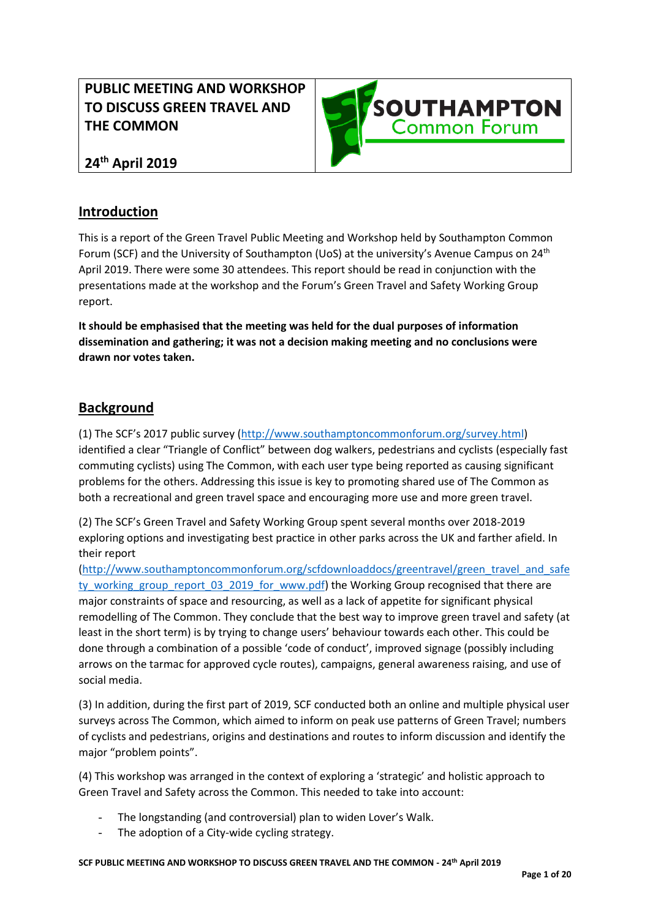# PUBLIC MEETING AND WORKSHOP TO DISCUSS GREEN TRAVEL AND THE COMMON

**24th April 2019**

**SOUTHAMPTON Common Forum**

## Introduction

This is a report of the Green Travel Public Meeting and Workshop held by Southampton Common Forum (SCF) and the University of Southampton (UoS) at the university's Avenue Campus on 24th April 2019. There were some 30 attendees. This report should be read in conjunction with the presentations made at the workshop and the Forum's Green Travel and Safety Working Group report.

**It should be emphasised that the meeting was held for the dual purposes of information dissemination and gathering; it was not a decision making meeting and no conclusions were drawn nor votes taken.**

## Background

(1) The SCF's 2017 public survey (http://www.southamptoncommonforum.org/survey.html) identified a clear "Triangle of Conflict" between dog walkers, pedestrians and cyclists (especially fast commuting cyclists) using The Common, with each user type being reported as causing significant problems for the others. Addressing this issue is key to promoting shared use of The Common as both a recreational and green travel space and encouraging more use and more green travel.

(2) The SCF's Green Travel and Safety Working Group spent several months over 2018-2019 exploring options and investigating best practice in other parks across the UK and farther afield. In their report (http://www.southamptoncommonforum.org/scfdownloaddocs/greentravel/green_travel_and_safety_working_group_report_03_2019_for_www.pdf) the Working Group recognised that there are major constraints of space and resourcing, as well as a lack of appetite for significant physical remodelling of The Common. They conclude that the best way to improve green travel and safety (at least in the short term) is by trying to change users' behaviour towards each other. This could be done through a combination of a possible 'code of conduct', improved signage (possibly including arrows on the tarmac for approved cycle routes), campaigns, general awareness raising, and use of social media.

(3) In addition, during the first part of 2019, SCF conducted both an online and multiple physical user surveys across The Common, which aimed to inform on peak use patterns of Green Travel; numbers of cyclists and pedestrians, origins and destinations and routes to inform discussion and identify the major "problem points".

(4) This workshop was arranged in the context of exploring a 'strategic' and holistic approach to Green Travel and Safety across the Common. This needed to take into account:

- The longstanding (and controversial) plan to widen Lover's Walk.
- The adoption of a City-wide cycling strategy.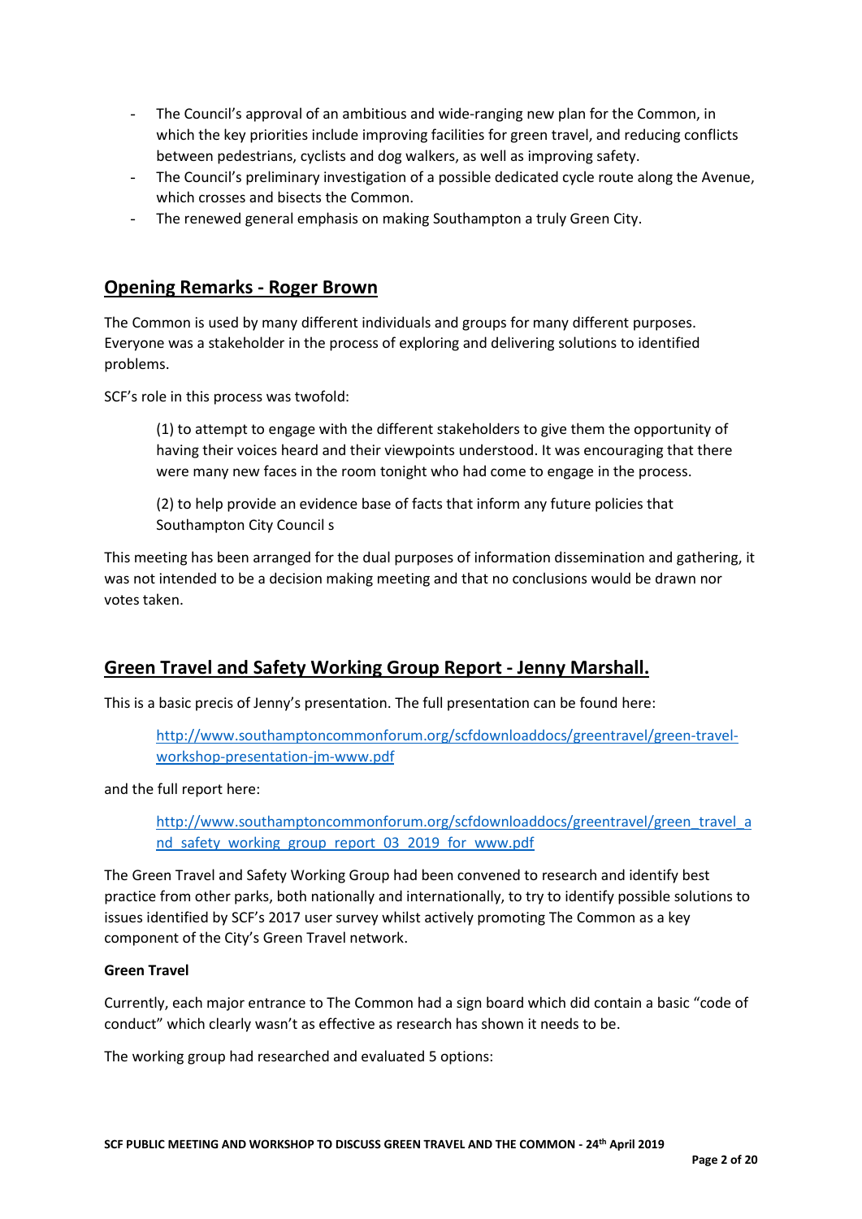- The Council's approval of an ambitious and wide-ranging new plan for the Common, in which the key priorities include improving facilities for green travel, and reducing conflicts between pedestrians, cyclists and dog walkers, as well as improving safety.
- The Council's preliminary investigation of a possible dedicated cycle route along the Avenue, which crosses and bisects the Common.
- The renewed general emphasis on making Southampton a truly Green City.

## Opening Remarks - Roger Brown

The Common is used by many different individuals and groups for many different purposes. Everyone was a stakeholder in the process of exploring and delivering solutions to identified problems.

SCF's role in this process was twofold:

> (1) to attempt to engage with the different stakeholders to give them the opportunity of having their voices heard and their viewpoints understood. It was encouraging that there were many new faces in the room tonight who had come to engage in the process.
>
> (2) to help provide an evidence base of facts that inform any future policies that Southampton City Council s

This meeting has been arranged for the dual purposes of information dissemination and gathering, it was not intended to be a decision making meeting and that no conclusions would be drawn nor votes taken.

## Green Travel and Safety Working Group Report - Jenny Marshall.

This is a basic precis of Jenny's presentation. The full presentation can be found here:

> http://www.southamptoncommonforum.org/scfdownloaddocs/greentravel/green-travel-workshop-presentation-jm-www.pdf

and the full report here:

> http://www.southamptoncommonforum.org/scfdownloaddocs/greentravel/green_travel_and_safety_working_group_report_03_2019_for_www.pdf

The Green Travel and Safety Working Group had been convened to research and identify best practice from other parks, both nationally and internationally, to try to identify possible solutions to issues identified by SCF's 2017 user survey whilst actively promoting The Common as a key component of the City's Green Travel network.

**Green Travel**

Currently, each major entrance to The Common had a sign board which did contain a basic "code of conduct" which clearly wasn't as effective as research has shown it needs to be.

The working group had researched and evaluated 5 options: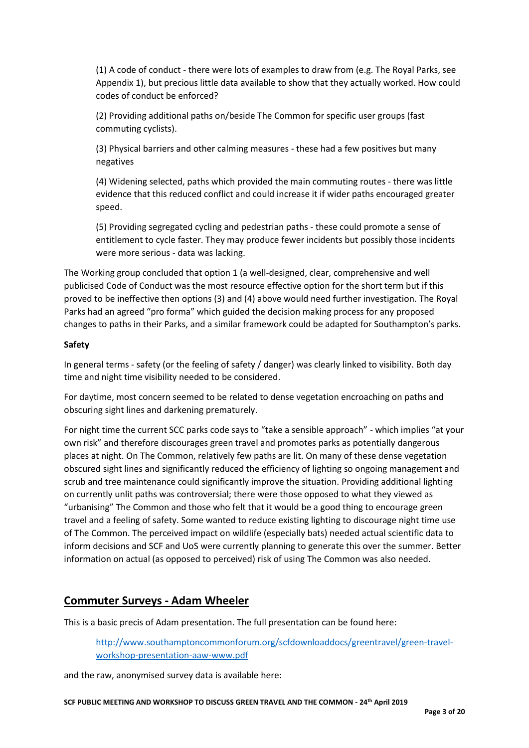(1) A code of conduct - there were lots of examples to draw from (e.g. The Royal Parks, see Appendix 1), but precious little data available to show that they actually worked. How could codes of conduct be enforced?

(2) Providing additional paths on/beside The Common for specific user groups (fast commuting cyclists).

(3) Physical barriers and other calming measures - these had a few positives but many negatives

(4) Widening selected, paths which provided the main commuting routes - there was little evidence that this reduced conflict and could increase it if wider paths encouraged greater speed.

(5) Providing segregated cycling and pedestrian paths - these could promote a sense of entitlement to cycle faster. They may produce fewer incidents but possibly those incidents were more serious - data was lacking.

The Working group concluded that option 1 (a well-designed, clear, comprehensive and well publicised Code of Conduct was the most resource effective option for the short term but if this proved to be ineffective then options (3) and (4) above would need further investigation. The Royal Parks had an agreed "pro forma" which guided the decision making process for any proposed changes to paths in their Parks, and a similar framework could be adapted for Southampton's parks.

**Safety**

In general terms - safety (or the feeling of safety / danger) was clearly linked to visibility. Both day time and night time visibility needed to be considered.

For daytime, most concern seemed to be related to dense vegetation encroaching on paths and obscuring sight lines and darkening prematurely.

For night time the current SCC parks code says to "take a sensible approach" - which implies "at your own risk" and therefore discourages green travel and promotes parks as potentially dangerous places at night. On The Common, relatively few paths are lit. On many of these dense vegetation obscured sight lines and significantly reduced the efficiency of lighting so ongoing management and scrub and tree maintenance could significantly improve the situation. Providing additional lighting on currently unlit paths was controversial; there were those opposed to what they viewed as "urbanising" The Common and those who felt that it would be a good thing to encourage green travel and a feeling of safety. Some wanted to reduce existing lighting to discourage night time use of The Common. The perceived impact on wildlife (especially bats) needed actual scientific data to inform decisions and SCF and UoS were currently planning to generate this over the summer. Better information on actual (as opposed to perceived) risk of using The Common was also needed.

## Commuter Surveys - Adam Wheeler

This is a basic precis of Adam presentation. The full presentation can be found here:

http://www.southamptoncommonforum.org/scfdownloaddocs/greentravel/green-travel-workshop-presentation-aaw-www.pdf

and the raw, anonymised survey data is available here: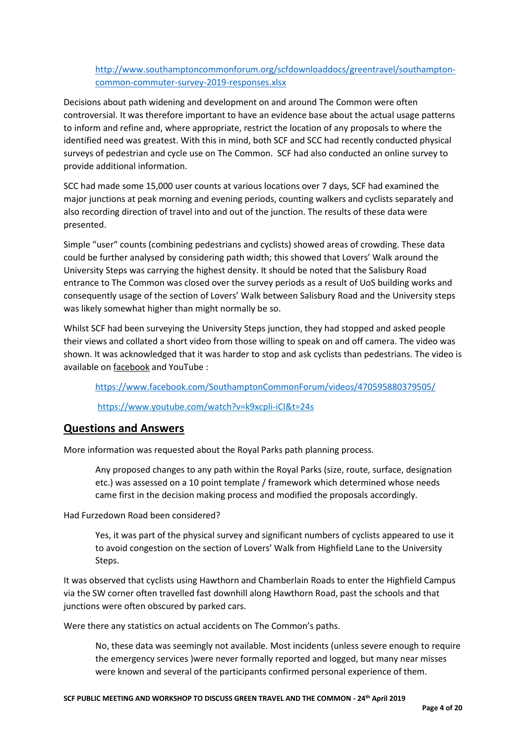[http://www.southamptoncommonforum.org/scfdownloaddocs/greentravel/southampton-common-commuter-survey-2019-responses.xlsx](http://www.southamptoncommonforum.org/scfdownloaddocs/greentravel/southampton-common-commuter-survey-2019-responses.xlsx)

Decisions about path widening and development on and around The Common were often controversial. It was therefore important to have an evidence base about the actual usage patterns to inform and refine and, where appropriate, restrict the location of any proposals to where the identified need was greatest. With this in mind, both SCF and SCC had recently conducted physical surveys of pedestrian and cycle use on The Common. SCF had also conducted an online survey to provide additional information.

SCC had made some 15,000 user counts at various locations over 7 days, SCF had examined the major junctions at peak morning and evening periods, counting walkers and cyclists separately and also recording direction of travel into and out of the junction. The results of these data were presented.

Simple "user" counts (combining pedestrians and cyclists) showed areas of crowding. These data could be further analysed by considering path width; this showed that Lovers' Walk around the University Steps was carrying the highest density. It should be noted that the Salisbury Road entrance to The Common was closed over the survey periods as a result of UoS building works and consequently usage of the section of Lovers' Walk between Salisbury Road and the University steps was likely somewhat higher than might normally be so.

Whilst SCF had been surveying the University Steps junction, they had stopped and asked people their views and collated a short video from those willing to speak on and off camera. The video was shown. It was acknowledged that it was harder to stop and ask cyclists than pedestrians. The video is available on facebook and YouTube :

[https://www.facebook.com/SouthamptonCommonForum/videos/470595880379505/](https://www.facebook.com/SouthamptonCommonForum/videos/470595880379505/)

[https://www.youtube.com/watch?v=k9xcpli-iCI&t=24s](https://www.youtube.com/watch?v=k9xcpli-iCI&t=24s)

## Questions and Answers

More information was requested about the Royal Parks path planning process.

> Any proposed changes to any path within the Royal Parks (size, route, surface, designation etc.) was assessed on a 10 point template / framework which determined whose needs came first in the decision making process and modified the proposals accordingly.

Had Furzedown Road been considered?

> Yes, it was part of the physical survey and significant numbers of cyclists appeared to use it to avoid congestion on the section of Lovers' Walk from Highfield Lane to the University Steps.

It was observed that cyclists using Hawthorn and Chamberlain Roads to enter the Highfield Campus via the SW corner often travelled fast downhill along Hawthorn Road, past the schools and that junctions were often obscured by parked cars.

Were there any statistics on actual accidents on The Common's paths.

> No, these data was seemingly not available. Most incidents (unless severe enough to require the emergency services )were never formally reported and logged, but many near misses were known and several of the participants confirmed personal experience of them.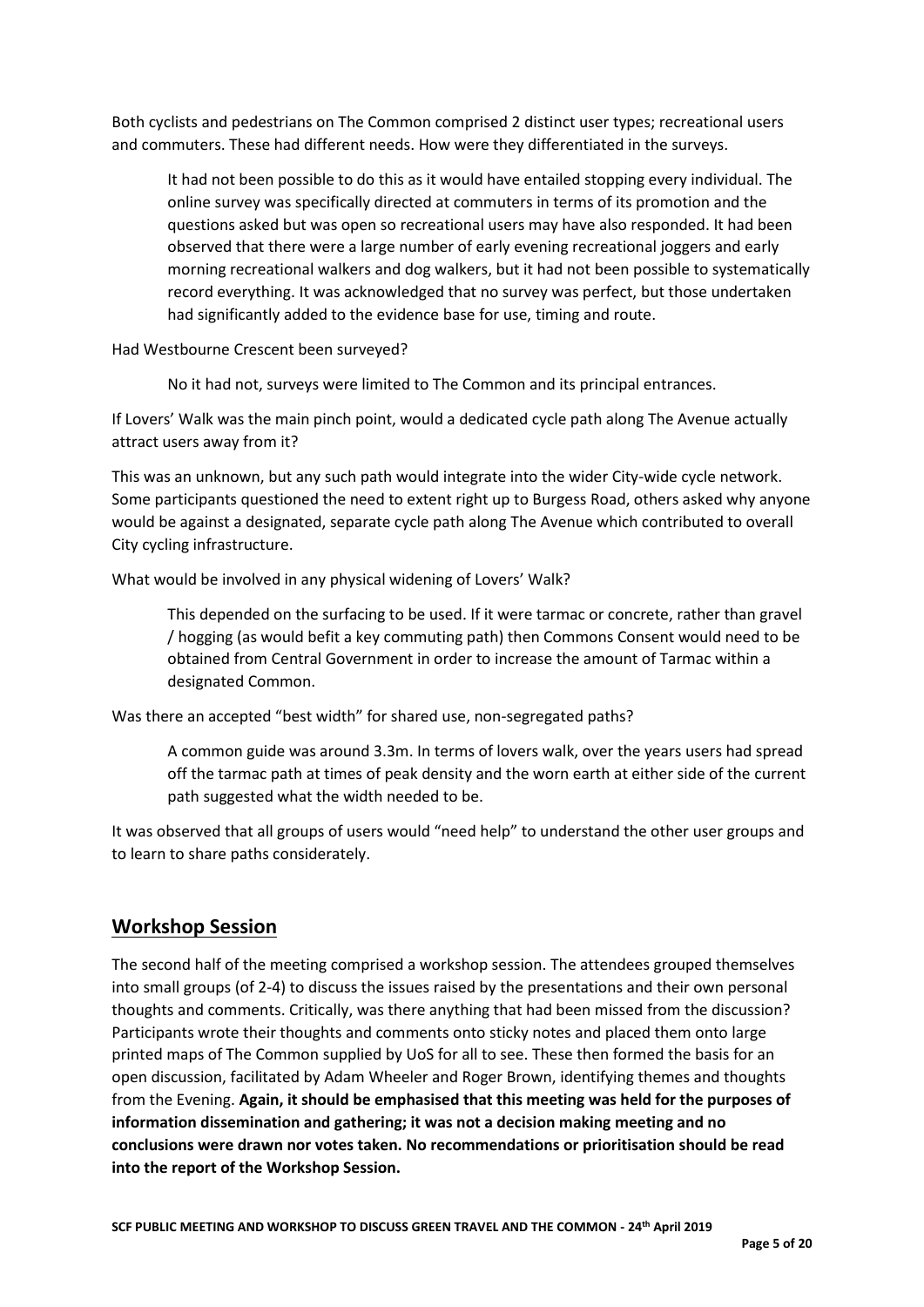Both cyclists and pedestrians on The Common comprised 2 distinct user types; recreational users and commuters. These had different needs. How were they differentiated in the surveys.

> It had not been possible to do this as it would have entailed stopping every individual. The online survey was specifically directed at commuters in terms of its promotion and the questions asked but was open so recreational users may have also responded. It had been observed that there were a large number of early evening recreational joggers and early morning recreational walkers and dog walkers, but it had not been possible to systematically record everything. It was acknowledged that no survey was perfect, but those undertaken had significantly added to the evidence base for use, timing and route.

Had Westbourne Crescent been surveyed?

> No it had not, surveys were limited to The Common and its principal entrances.

If Lovers' Walk was the main pinch point, would a dedicated cycle path along The Avenue actually attract users away from it?

This was an unknown, but any such path would integrate into the wider City-wide cycle network. Some participants questioned the need to extent right up to Burgess Road, others asked why anyone would be against a designated, separate cycle path along The Avenue which contributed to overall City cycling infrastructure.

What would be involved in any physical widening of Lovers' Walk?

> This depended on the surfacing to be used. If it were tarmac or concrete, rather than gravel / hogging (as would befit a key commuting path) then Commons Consent would need to be obtained from Central Government in order to increase the amount of Tarmac within a designated Common.

Was there an accepted "best width" for shared use, non-segregated paths?

> A common guide was around 3.3m. In terms of lovers walk, over the years users had spread off the tarmac path at times of peak density and the worn earth at either side of the current path suggested what the width needed to be.

It was observed that all groups of users would "need help" to understand the other user groups and to learn to share paths considerately.

## Workshop Session

The second half of the meeting comprised a workshop session. The attendees grouped themselves into small groups (of 2-4) to discuss the issues raised by the presentations and their own personal thoughts and comments. Critically, was there anything that had been missed from the discussion? Participants wrote their thoughts and comments onto sticky notes and placed them onto large printed maps of The Common supplied by UoS for all to see. These then formed the basis for an open discussion, facilitated by Adam Wheeler and Roger Brown, identifying themes and thoughts from the Evening. **Again, it should be emphasised that this meeting was held for the purposes of information dissemination and gathering; it was not a decision making meeting and no conclusions were drawn nor votes taken. No recommendations or prioritisation should be read into the report of the Workshop Session.**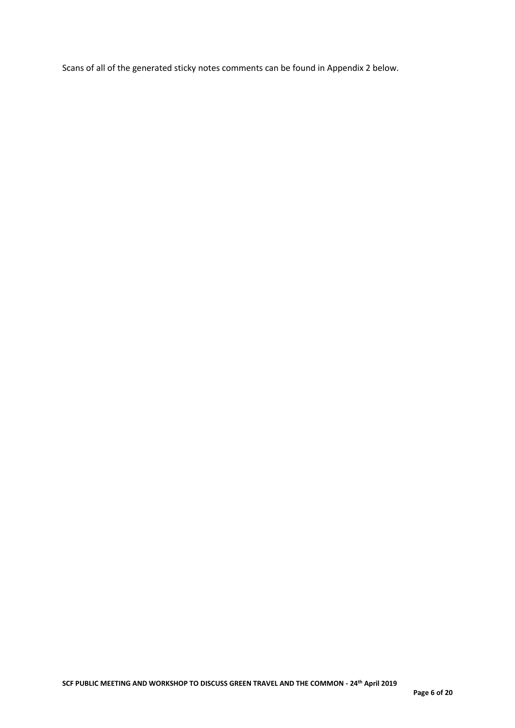Scans of all of the generated sticky notes comments can be found in Appendix 2 below.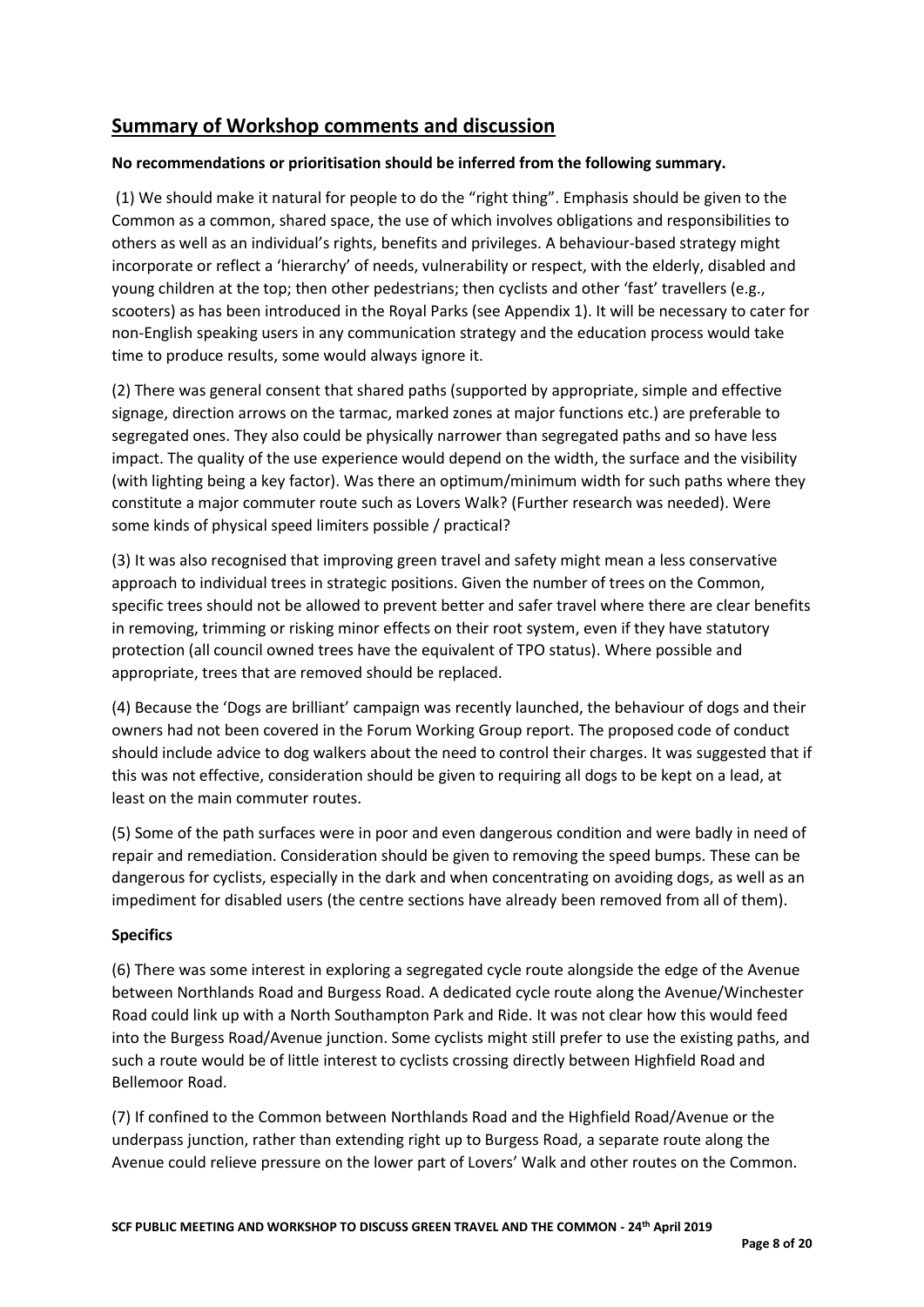## Summary of Workshop comments and discussion

**No recommendations or prioritisation should be inferred from the following summary.**

(1) We should make it natural for people to do the "right thing". Emphasis should be given to the Common as a common, shared space, the use of which involves obligations and responsibilities to others as well as an individual's rights, benefits and privileges. A behaviour-based strategy might incorporate or reflect a 'hierarchy' of needs, vulnerability or respect, with the elderly, disabled and young children at the top; then other pedestrians; then cyclists and other 'fast' travellers (e.g., scooters) as has been introduced in the Royal Parks (see Appendix 1). It will be necessary to cater for non-English speaking users in any communication strategy and the education process would take time to produce results, some would always ignore it.

(2) There was general consent that shared paths (supported by appropriate, simple and effective signage, direction arrows on the tarmac, marked zones at major functions etc.) are preferable to segregated ones. They also could be physically narrower than segregated paths and so have less impact. The quality of the use experience would depend on the width, the surface and the visibility (with lighting being a key factor). Was there an optimum/minimum width for such paths where they constitute a major commuter route such as Lovers Walk? (Further research was needed). Were some kinds of physical speed limiters possible / practical?

(3) It was also recognised that improving green travel and safety might mean a less conservative approach to individual trees in strategic positions. Given the number of trees on the Common, specific trees should not be allowed to prevent better and safer travel where there are clear benefits in removing, trimming or risking minor effects on their root system, even if they have statutory protection (all council owned trees have the equivalent of TPO status). Where possible and appropriate, trees that are removed should be replaced.

(4) Because the 'Dogs are brilliant' campaign was recently launched, the behaviour of dogs and their owners had not been covered in the Forum Working Group report. The proposed code of conduct should include advice to dog walkers about the need to control their charges. It was suggested that if this was not effective, consideration should be given to requiring all dogs to be kept on a lead, at least on the main commuter routes.

(5) Some of the path surfaces were in poor and even dangerous condition and were badly in need of repair and remediation. Consideration should be given to removing the speed bumps. These can be dangerous for cyclists, especially in the dark and when concentrating on avoiding dogs, as well as an impediment for disabled users (the centre sections have already been removed from all of them).

**Specifics**

(6) There was some interest in exploring a segregated cycle route alongside the edge of the Avenue between Northlands Road and Burgess Road. A dedicated cycle route along the Avenue/Winchester Road could link up with a North Southampton Park and Ride. It was not clear how this would feed into the Burgess Road/Avenue junction. Some cyclists might still prefer to use the existing paths, and such a route would be of little interest to cyclists crossing directly between Highfield Road and Bellemoor Road.

(7) If confined to the Common between Northlands Road and the Highfield Road/Avenue or the underpass junction, rather than extending right up to Burgess Road, a separate route along the Avenue could relieve pressure on the lower part of Lovers' Walk and other routes on the Common.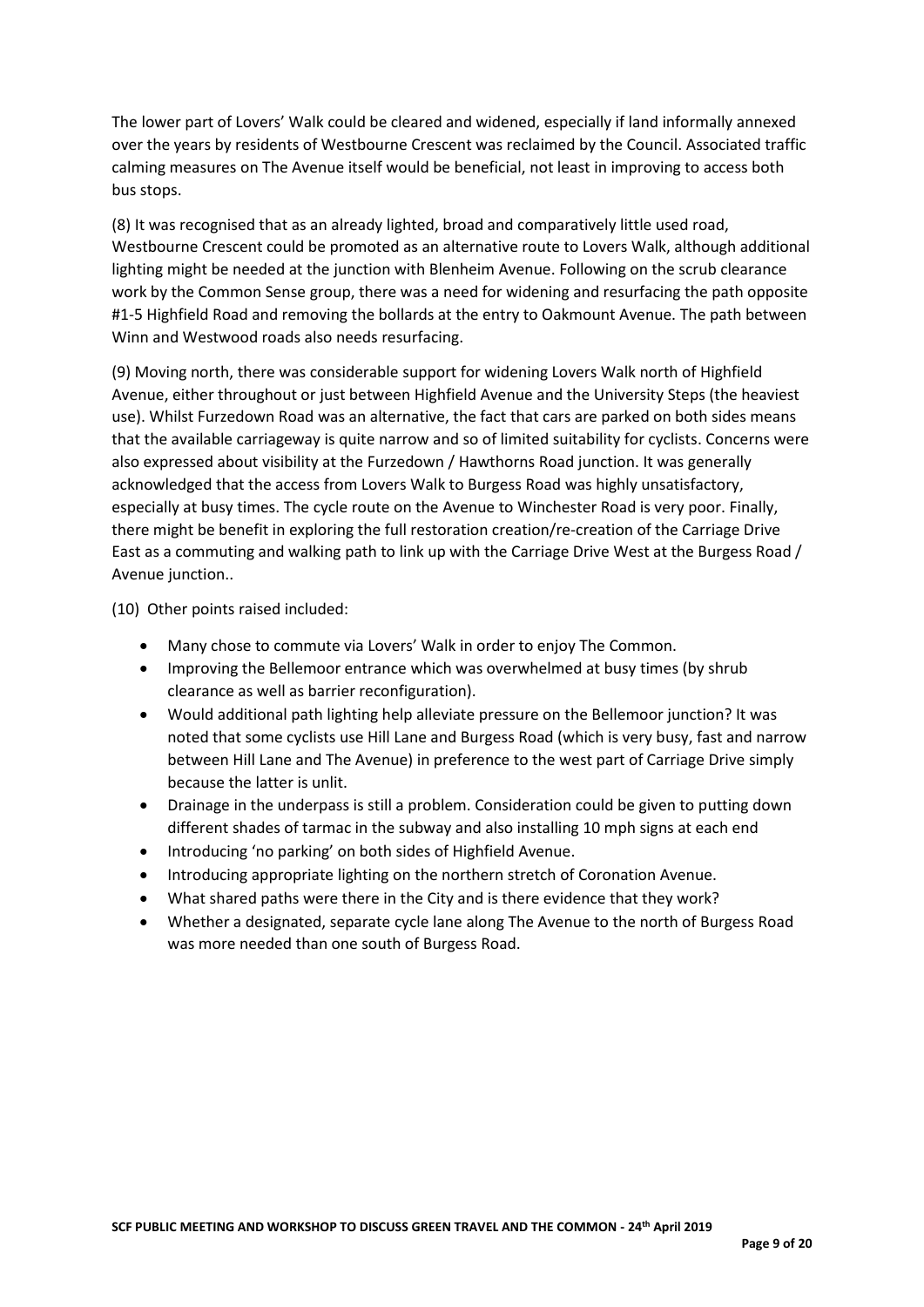The lower part of Lovers' Walk could be cleared and widened, especially if land informally annexed over the years by residents of Westbourne Crescent was reclaimed by the Council. Associated traffic calming measures on The Avenue itself would be beneficial, not least in improving to access both bus stops.

(8) It was recognised that as an already lighted, broad and comparatively little used road, Westbourne Crescent could be promoted as an alternative route to Lovers Walk, although additional lighting might be needed at the junction with Blenheim Avenue. Following on the scrub clearance work by the Common Sense group, there was a need for widening and resurfacing the path opposite #1-5 Highfield Road and removing the bollards at the entry to Oakmount Avenue. The path between Winn and Westwood roads also needs resurfacing.

(9) Moving north, there was considerable support for widening Lovers Walk north of Highfield Avenue, either throughout or just between Highfield Avenue and the University Steps (the heaviest use). Whilst Furzedown Road was an alternative, the fact that cars are parked on both sides means that the available carriageway is quite narrow and so of limited suitability for cyclists. Concerns were also expressed about visibility at the Furzedown / Hawthorns Road junction. It was generally acknowledged that the access from Lovers Walk to Burgess Road was highly unsatisfactory, especially at busy times. The cycle route on the Avenue to Winchester Road is very poor. Finally, there might be benefit in exploring the full restoration creation/re-creation of the Carriage Drive East as a commuting and walking path to link up with the Carriage Drive West at the Burgess Road / Avenue junction..

(10) Other points raised included:

- Many chose to commute via Lovers' Walk in order to enjoy The Common.
- Improving the Bellemoor entrance which was overwhelmed at busy times (by shrub clearance as well as barrier reconfiguration).
- Would additional path lighting help alleviate pressure on the Bellemoor junction? It was noted that some cyclists use Hill Lane and Burgess Road (which is very busy, fast and narrow between Hill Lane and The Avenue) in preference to the west part of Carriage Drive simply because the latter is unlit.
- Drainage in the underpass is still a problem. Consideration could be given to putting down different shades of tarmac in the subway and also installing 10 mph signs at each end
- Introducing 'no parking' on both sides of Highfield Avenue.
- Introducing appropriate lighting on the northern stretch of Coronation Avenue.
- What shared paths were there in the City and is there evidence that they work?
- Whether a designated, separate cycle lane along The Avenue to the north of Burgess Road was more needed than one south of Burgess Road.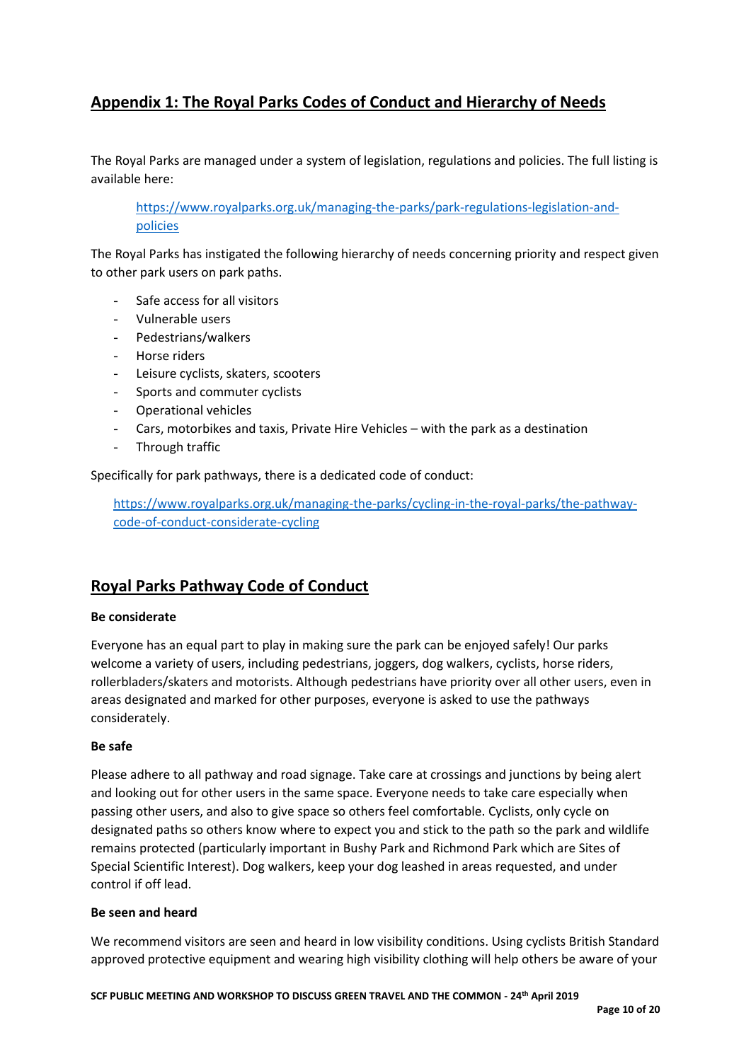## Appendix 1: The Royal Parks Codes of Conduct and Hierarchy of Needs

The Royal Parks are managed under a system of legislation, regulations and policies. The full listing is available here:

> https://www.royalparks.org.uk/managing-the-parks/park-regulations-legislation-and-policies

The Royal Parks has instigated the following hierarchy of needs concerning priority and respect given to other park users on park paths.

- Safe access for all visitors
- Vulnerable users
- Pedestrians/walkers
- Horse riders
- Leisure cyclists, skaters, scooters
- Sports and commuter cyclists
- Operational vehicles
- Cars, motorbikes and taxis, Private Hire Vehicles – with the park as a destination
- Through traffic

Specifically for park pathways, there is a dedicated code of conduct:

> https://www.royalparks.org.uk/managing-the-parks/cycling-in-the-royal-parks/the-pathway-code-of-conduct-considerate-cycling

## Royal Parks Pathway Code of Conduct

**Be considerate**

Everyone has an equal part to play in making sure the park can be enjoyed safely! Our parks welcome a variety of users, including pedestrians, joggers, dog walkers, cyclists, horse riders, rollerbladers/skaters and motorists. Although pedestrians have priority over all other users, even in areas designated and marked for other purposes, everyone is asked to use the pathways considerately.

**Be safe**

Please adhere to all pathway and road signage. Take care at crossings and junctions by being alert and looking out for other users in the same space. Everyone needs to take care especially when passing other users, and also to give space so others feel comfortable. Cyclists, only cycle on designated paths so others know where to expect you and stick to the path so the park and wildlife remains protected (particularly important in Bushy Park and Richmond Park which are Sites of Special Scientific Interest). Dog walkers, keep your dog leashed in areas requested, and under control if off lead.

**Be seen and heard**

We recommend visitors are seen and heard in low visibility conditions. Using cyclists British Standard approved protective equipment and wearing high visibility clothing will help others be aware of your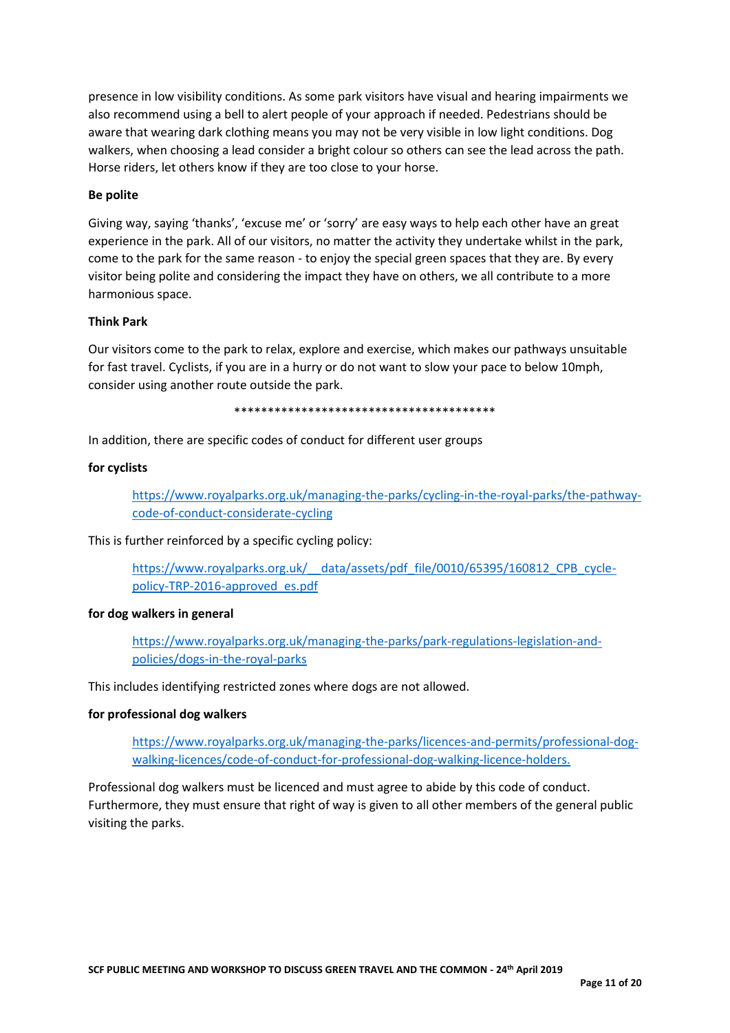presence in low visibility conditions. As some park visitors have visual and hearing impairments we also recommend using a bell to alert people of your approach if needed. Pedestrians should be aware that wearing dark clothing means you may not be very visible in low light conditions. Dog walkers, when choosing a lead consider a bright colour so others can see the lead across the path. Horse riders, let others know if they are too close to your horse.

**Be polite**

Giving way, saying 'thanks', 'excuse me' or 'sorry' are easy ways to help each other have an great experience in the park. All of our visitors, no matter the activity they undertake whilst in the park, come to the park for the same reason - to enjoy the special green spaces that they are. By every visitor being polite and considering the impact they have on others, we all contribute to a more harmonious space.

**Think Park**

Our visitors come to the park to relax, explore and exercise, which makes our pathways unsuitable for fast travel. Cyclists, if you are in a hurry or do not want to slow your pace to below 10mph, consider using another route outside the park.

****************************************

In addition, there are specific codes of conduct for different user groups

**for cyclists**

> https://www.royalparks.org.uk/managing-the-parks/cycling-in-the-royal-parks/the-pathway-code-of-conduct-considerate-cycling

This is further reinforced by a specific cycling policy:

> https://www.royalparks.org.uk/__data/assets/pdf_file/0010/65395/160812_CPB_cycle-policy-TRP-2016-approved_es.pdf

**for dog walkers in general**

> https://www.royalparks.org.uk/managing-the-parks/park-regulations-legislation-and-policies/dogs-in-the-royal-parks

This includes identifying restricted zones where dogs are not allowed.

**for professional dog walkers**

> https://www.royalparks.org.uk/managing-the-parks/licences-and-permits/professional-dog-walking-licences/code-of-conduct-for-professional-dog-walking-licence-holders.

Professional dog walkers must be licenced and must agree to abide by this code of conduct. Furthermore, they must ensure that right of way is given to all other members of the general public visiting the parks.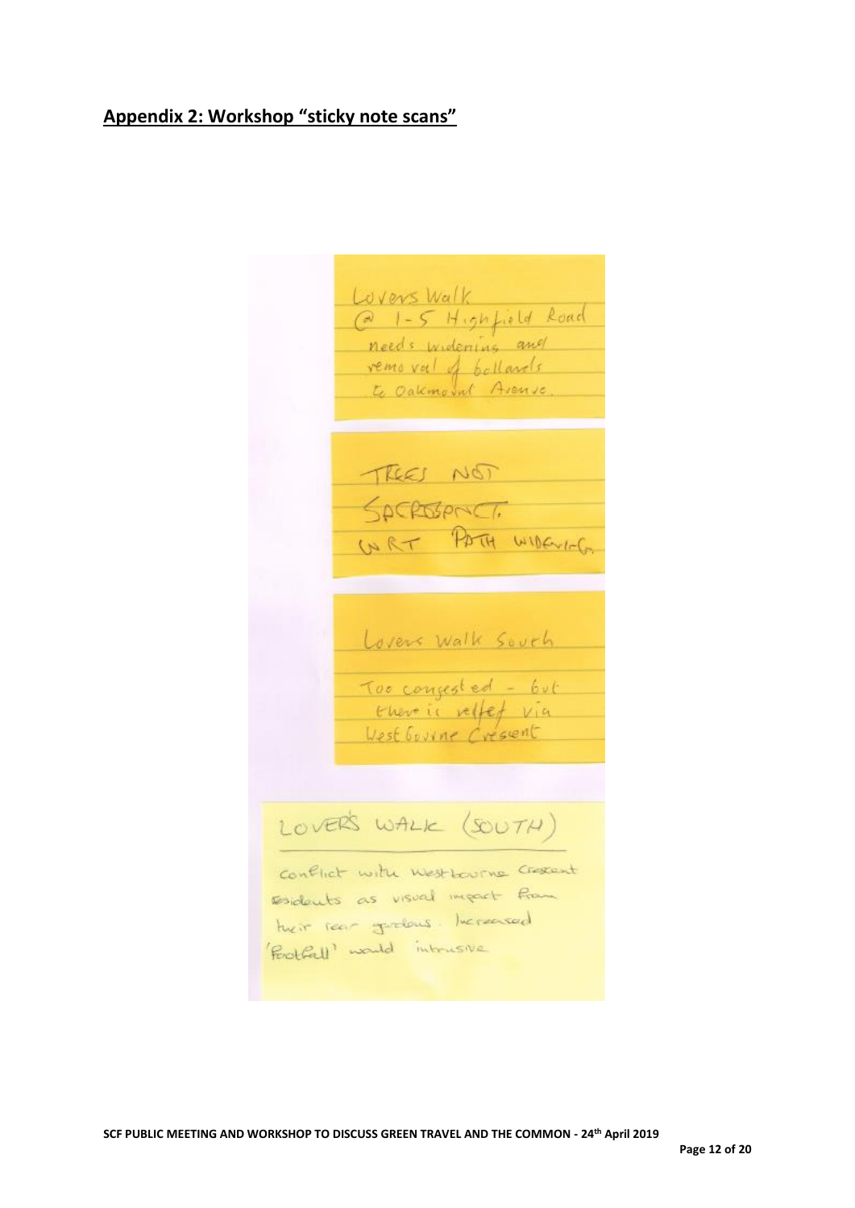## Appendix 2: Workshop "sticky note scans"

Lovers Walk
@ 1-5 Highfield Road
needs widening and
removal of bollards
to Oakmount Avenue.

TREES NOT
SACROSANCT
WRT PATH WIDENING

Lovers Walk South

Too congested - but
there is relief via
West Bourne Crescent

LOVER'S WALK (SOUTH)

Conflict with Westbourne Crescent
residents as visual impact from
their rear gardens. Increased
'Footfall' would intrusive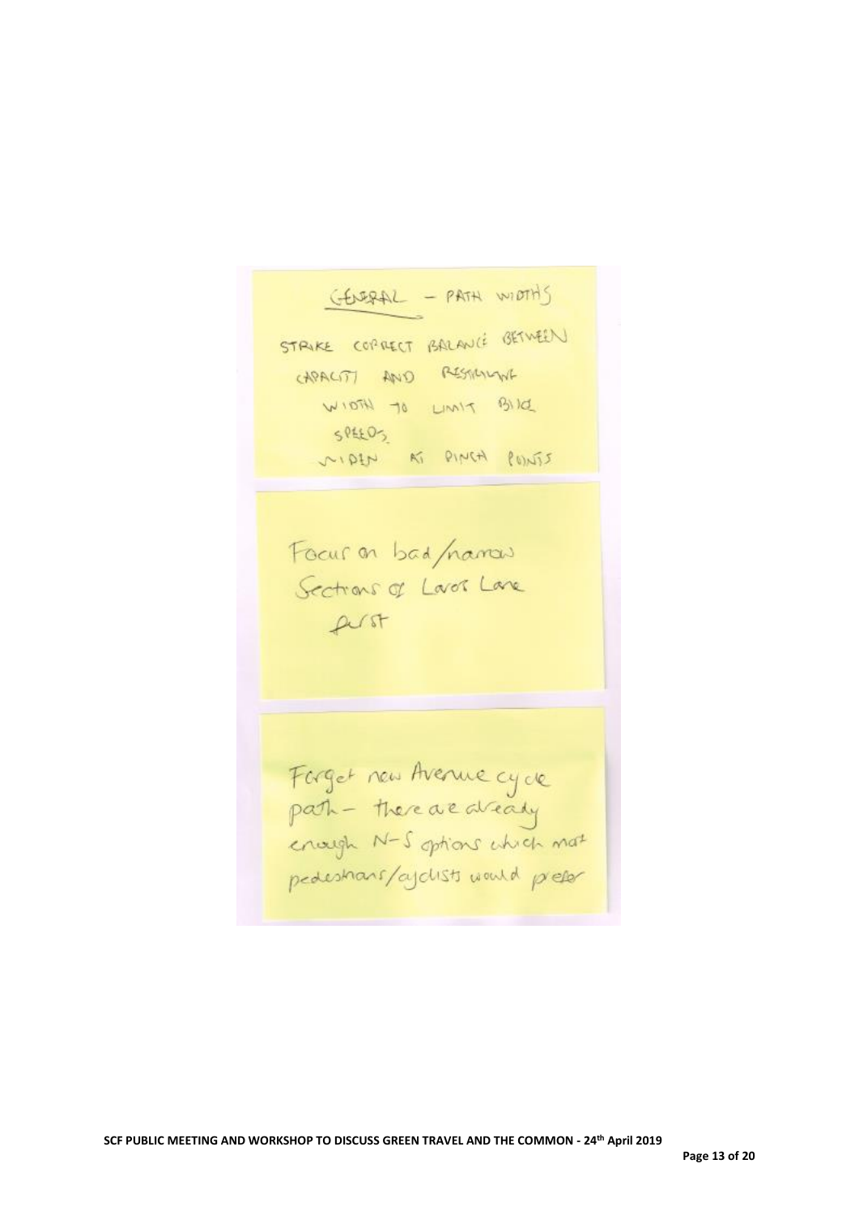GENERAL – PATH WIDTHS

STRIKE CORRECT BALANCE BETWEEN CAPACITY AND RESTRICTING WIDTH TO LIMIT BIKE SPEEDS.
WIDEN AT PINCH POINTS

---

Focus on bad/narrow Sections of Lovers Lane first

---

Forget new Avenue cycle path – there are already enough N-S options which most pedestrians/cyclists would prefer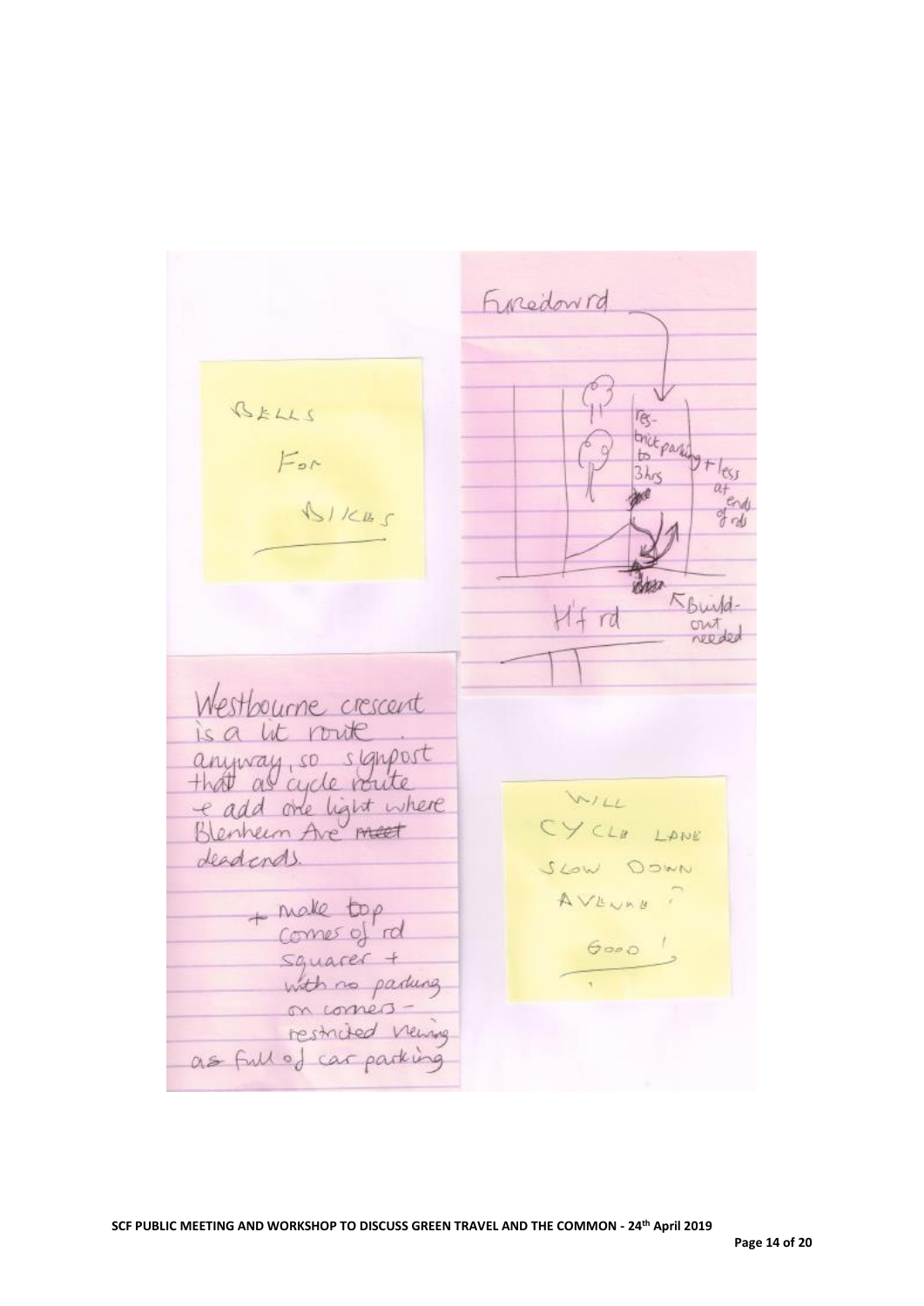BELLS

For

BIKES

Furzedown rd

res-trict parking to 3hrs + less at ends of rds

Build-out needed

H'f rd

Westbourne crescent is a lit route anyway, so signpost that as cycle route + add one light where Blenheim Ave meet deadends.

+ make top corners of rd squarer + with no parking on corners - restricted viewing as full of car parking

WILL CYCLE LANE SLOW DOWN AVENUE?

GOOD!

SCF PUBLIC MEETING AND WORKSHOP TO DISCUSS GREEN TRAVEL AND THE COMMON - 24th April 2019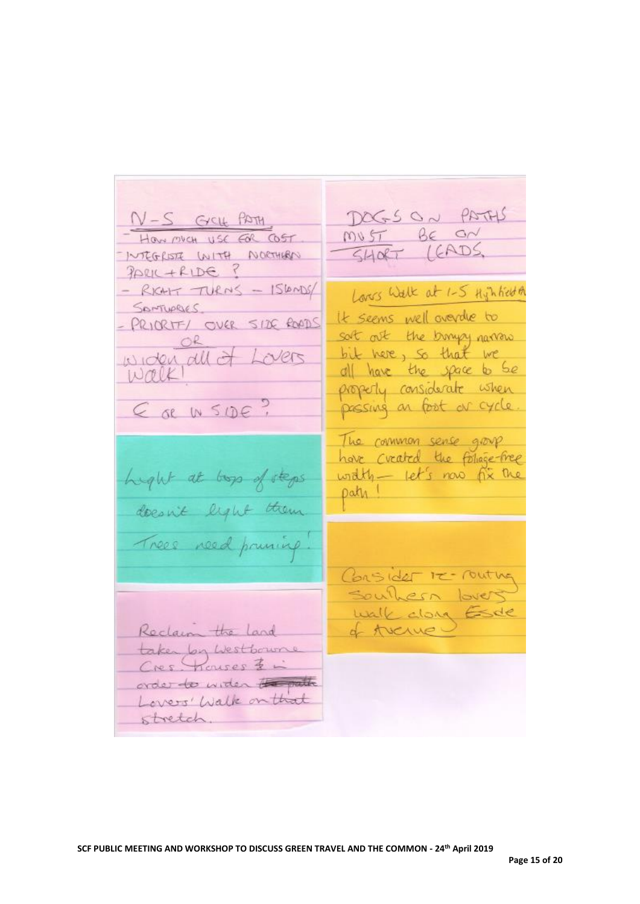N-S CYCLE PATH
- HOW MUCH USE FOR COST.
- INTEGRATE WITH NORTHERN PARK + RIDE?
- RIGHT TURNS – ISLANDS/ SANTUARIES.
- PRIORITY OVER SIDE ROADS
OR
widen all of Lovers Walk!

E OR W SIDE?

Light at top of steps doesn't light them. Trees need pruning!

Reclaim the land taken by Westbourne Cres. Houses in order to widen Lovers' Walk on that stretch.

DOGS ON PATHS MUST BE ON SHORT LEADS.

Lovers Walk at 1-5 Highfield

It seems well overdue to sort out the bumpy narrow bit here, so that we all have the space to be properly considerate when passing on foot or cycle.

The common sense group have created the foliage-free width – let's now fix the path!

Consider re-routing southern lovers walk along Eside Avenue

SCF PUBLIC MEETING AND WORKSHOP TO DISCUSS GREEN TRAVEL AND THE COMMON - 24th April 2019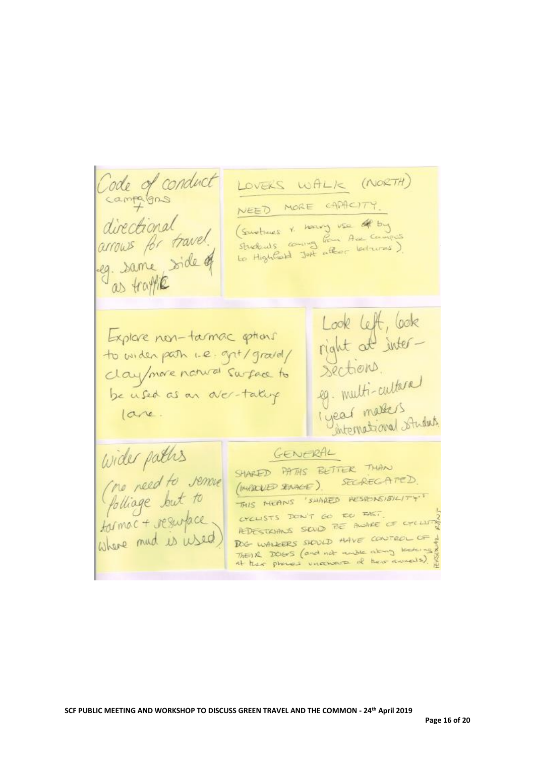Code of conduct
campaigns
+
directional
arrows for travel
eg. same side of
as traffic

LOVERS WALK (NORTH)

NEED MORE CAPACITY.

(Sometimes v. heavy use by students coming from Avenue Campus to Highfield just after lectures).

Explore non-tarmac options to widen path i.e. grit/gravel/clay/more natural surface to be used as an over-taking lane.

Look left, look right at intersections.
eg. multi-cultural
1 year masters
international students.

Wider paths
(no need to remove foliage but to tarmac + resurface where mud is used)

GENERAL

SHARED PATHS BETTER THAN SEGREGATED.
(IMPROVED SIGNAGE).

THIS MEANS 'SHARED RESPONSIBILITY'

CYCLISTS DON'T GO TOO FAST.

PEDESTRIANS SHOULD BE AWARE OF CYCLISTS

DOG WALKERS SHOULD HAVE CONTROL OF THEIR DOGS (and not amble along looking at their phones unaware of their animals).

PERSONAL POINT

SCF PUBLIC MEETING AND WORKSHOP TO DISCUSS GREEN TRAVEL AND THE COMMON - 24th April 2019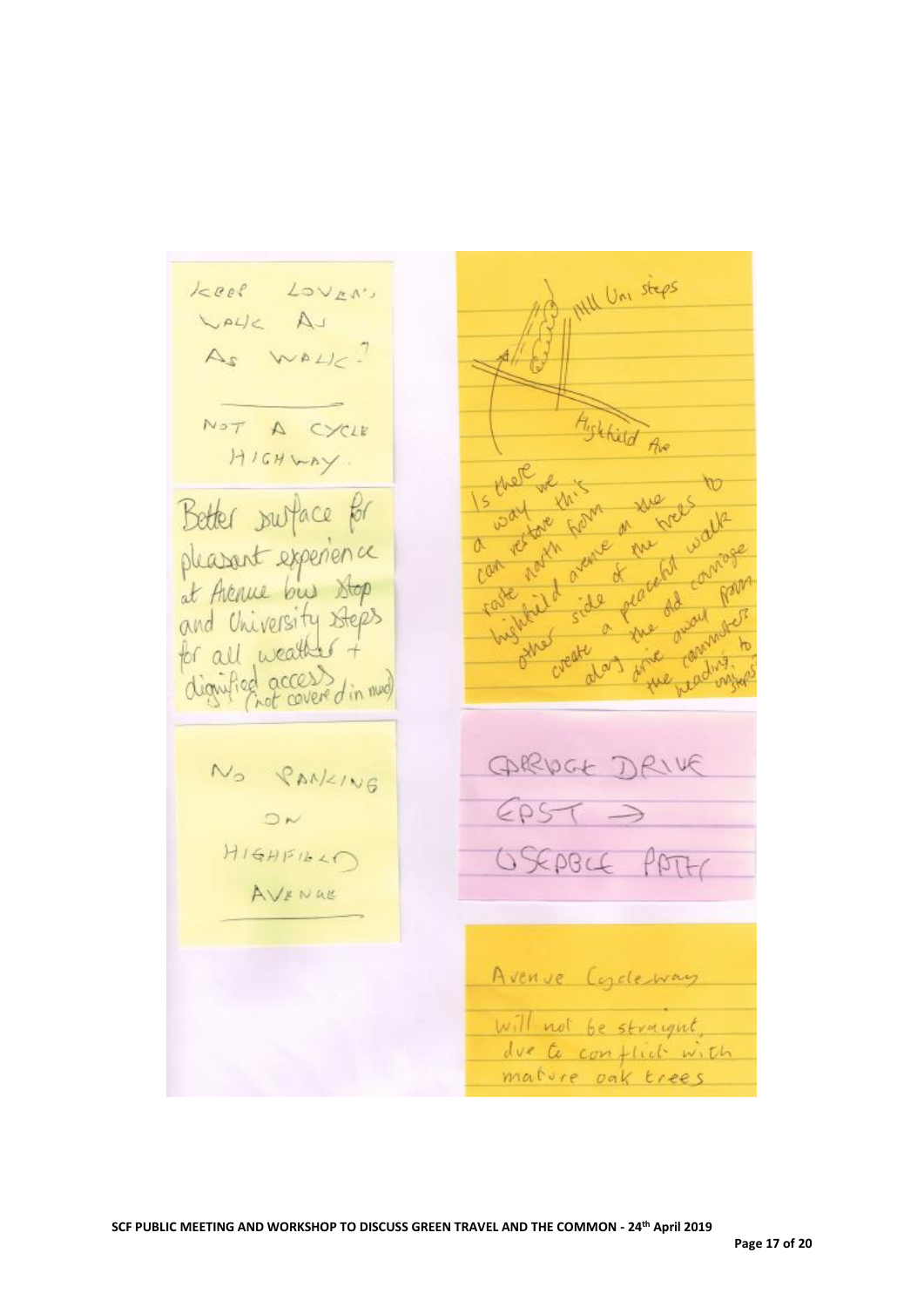KEEP LOVERS WALK AS AS WALK?

NOT A CYCLE HIGHWAY.

Better surface for pleasant experience at Avenue bus stop and University steps for all weather + dignified access (not covered in mud)

NO PARKING ON HIGHFIELD AVENUE

Uni steps

Highfield Ave

Is there a way this can we restore from the trees to north avenue on the walk route highfield side of the peaceful carriage other a the old away from create along drive commuters to the heading uni steps

CARRIAGE DRIVE

EAST →

USEABLE PATH

Avenue Cycleway will not be straight, due to conflict with mature oak trees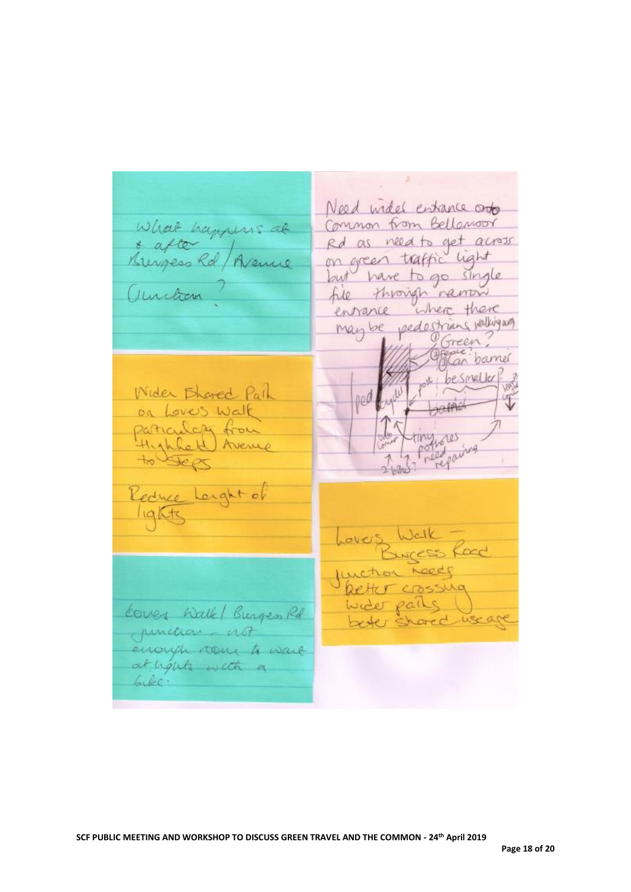What happens at & after Burgess Rd / Avenue Junction?

Need wider entrance onto Common from Bellemoor Rd as need to get across on green traffic light but have to go single file through narrow entrance where there maybe pedestrians walking away

① Green?
② Fence?
③ Can barrier be smaller?

ped | cyclist | post | barrier | Vehicle control | tiny potholes need repairing | Onto Common | 2 bikes?

Wider Shared Path on Lovers Walk particularly from Highfield Avenue to Steps

Reduce Length of lights

Lovers Walk – Burgess Road Junction needs better crossing wider paths better shared usage

Lovers Walk / Burgess Rd junction – not enough room to wait at lights with a bike.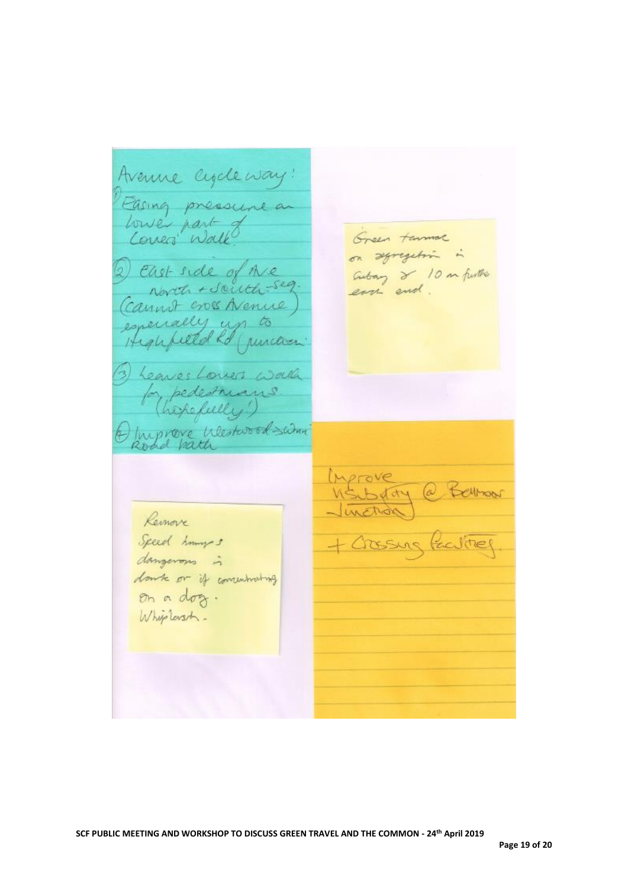Avenue cycleway:

1) Easing pressure on lower part of Lovers' Walk

2) East side of Ave North + South - seg. (cannot cross Avenue) especially up to Highfield Rd junction

3) Leaves Lovers Walk for pedestrians (hopefully!)

4) Improve Westwood > Winn Road path

Green tarmac on segregation in Subway & 10 m further east end.

Remove Speed humps dangerous in dark or if concentrating on a dog. Whiplash.

Improve visibility @ Bellmoor Junction + Crossing facilities.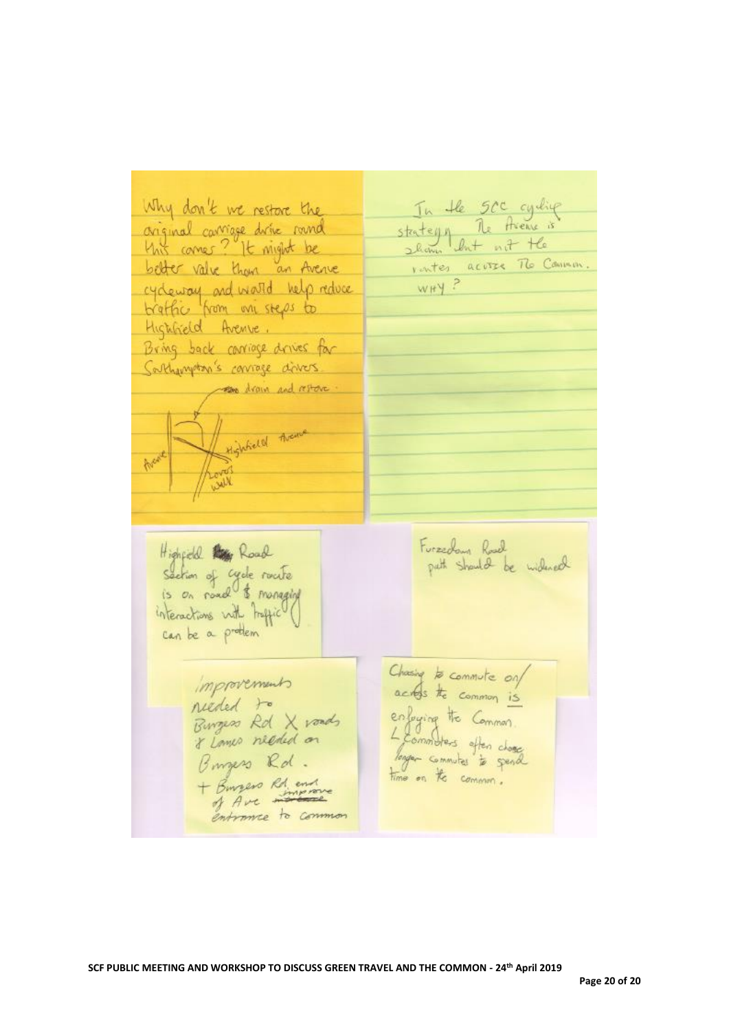Why don't we restore the original carriage drive round this corner? It might be better value than an Avenue cycleway and would help reduce traffic from uni steps to Highfield Avenue.
Bring back carriage drives for Southampton's carriage drivers.
drain and restore.

Avenue
Highfield Avenue
Lovers Walk

In the SCC cycling strategy The Avenue is shown but not the routes across The Common. WHY?

Highfield Road Section of cycle route is on road & managing interactions with traffic can be a problem

Furzedown Road path should be widened

Improvements needed to Burgess Rd X roads & Lanes needed on Burgess Rd.
+ Burgess Rd end of Ave improve entrance to common

Choosing to commute on/across the Common is enjoying the Common.
L Commuters often choose longer commutes to spend time on the common.